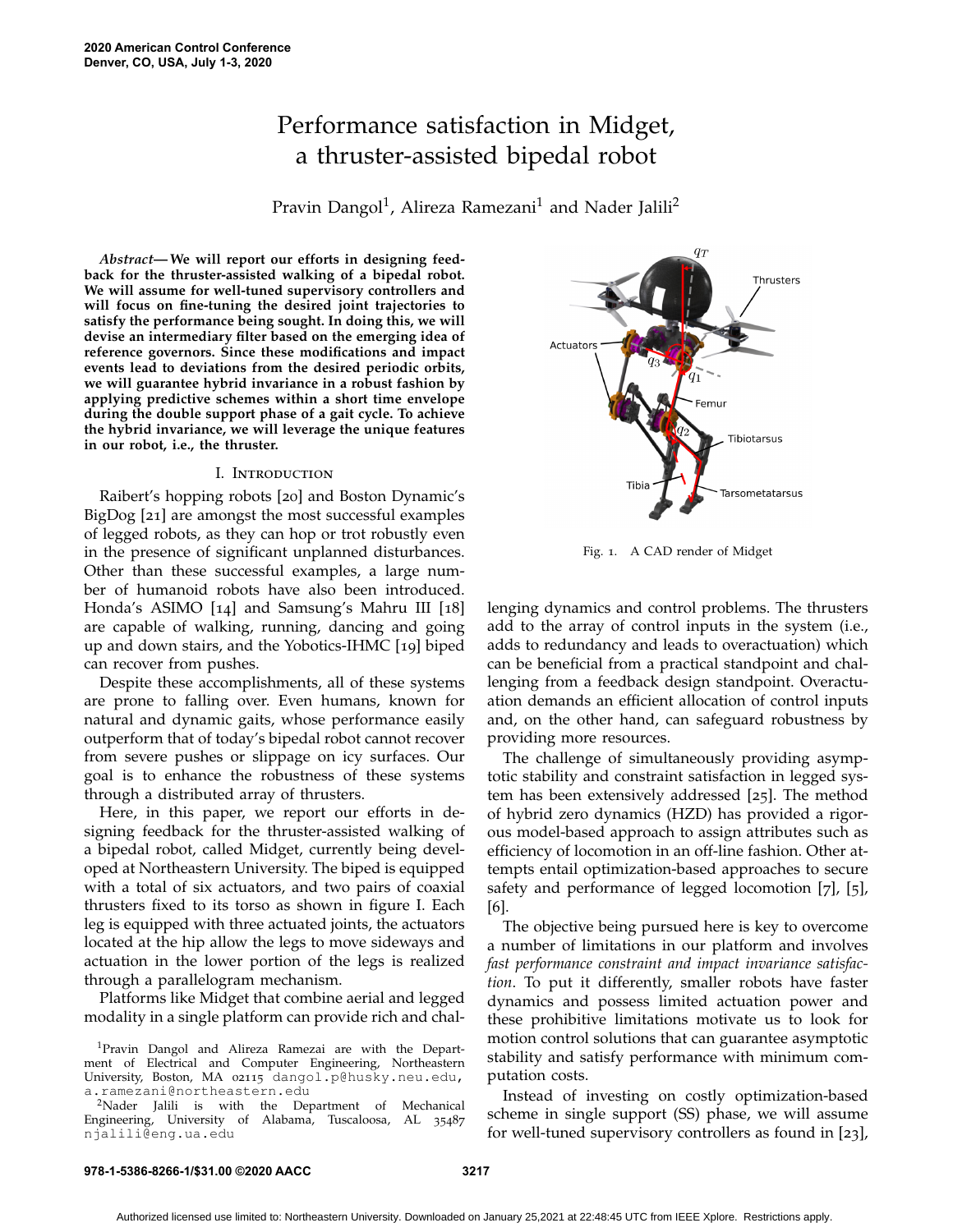# Performance satisfaction in Midget, a thruster-assisted bipedal robot

Pravin Dangol[1], Alireza Ramezani[1] and Nader Jalili[2]

***Abstract*— We will report our efforts in designing feedback for the thruster-assisted walking of a bipedal robot. We will assume for well-tuned supervisory controllers and will focus on fine-tuning the desired joint trajectories to satisfy the performance being sought. In doing this, we will devise an intermediary filter based on the emerging idea of reference governors. Since these modifications and impact events lead to deviations from the desired periodic orbits, we will guarantee hybrid invariance in a robust fashion by applying predictive schemes within a short time envelope during the double support phase of a gait cycle. To achieve the hybrid invariance, we will leverage the unique features in our robot, i.e., the thruster.**

## I. Introduction

Raibert's hopping robots [20] and Boston Dynamic's BigDog [21] are amongst the most successful examples of legged robots, as they can hop or trot robustly even in the presence of significant unplanned disturbances. Other than these successful examples, a large number of humanoid robots have also been introduced. Honda's ASIMO [14] and Samsung's Mahru III [18] are capable of walking, running, dancing and going up and down stairs, and the Yobotics-IHMC [19] biped can recover from pushes.

Despite these accomplishments, all of these systems are prone to falling over. Even humans, known for natural and dynamic gaits, whose performance easily outperform that of today's bipedal robot cannot recover from severe pushes or slippage on icy surfaces. Our goal is to enhance the robustness of these systems through a distributed array of thrusters.

Here, in this paper, we report our efforts in designing feedback for the thruster-assisted walking of a bipedal robot, called Midget, currently being developed at Northeastern University. The biped is equipped with a total of six actuators, and two pairs of coaxial thrusters fixed to its torso as shown in figure I. Each leg is equipped with three actuated joints, the actuators located at the hip allow the legs to move sideways and actuation in the lower portion of the legs is realized through a parallelogram mechanism.

Platforms like Midget that combine aerial and legged modality in a single platform can provide rich and challenging dynamics and control problems. The thrusters add to the array of control inputs in the system (i.e., adds to redundancy and leads to overactuation) which can be beneficial from a practical standpoint and challenging from a feedback design standpoint. Overactuation demands an efficient allocation of control inputs and, on the other hand, can safeguard robustness by providing more resources.

$q_T$

Thrusters

Actuators

$q_3$

$q_1$

Femur

$q_2$

Tibiotarsus

Tibia

Tarsometatarsus

Fig. 1. A CAD render of Midget

The challenge of simultaneously providing asymptotic stability and constraint satisfaction in legged system has been extensively addressed [25]. The method of hybrid zero dynamics (HZD) has provided a rigorous model-based approach to assign attributes such as efficiency of locomotion in an off-line fashion. Other attempts entail optimization-based approaches to secure safety and performance of legged locomotion [7], [5], [6].

The objective being pursued here is key to overcome a number of limitations in our platform and involves *fast performance constraint and impact invariance satisfaction*. To put it differently, smaller robots have faster dynamics and possess limited actuation power and these prohibitive limitations motivate us to look for motion control solutions that can guarantee asymptotic stability and satisfy performance with minimum computation costs.

Instead of investing on costly optimization-based scheme in single support (SS) phase, we will assume for well-tuned supervisory controllers as found in [23],

[1]Pravin Dangol and Alireza Ramezai are with the Department of Electrical and Computer Engineering, Northeastern University, Boston, MA 02115 dangol.p@husky.neu.edu, a.ramezani@northeastern.edu

[2]Nader Jalili is with the Department of Mechanical Engineering, University of Alabama, Tuscaloosa, AL 35487 njalili@eng.ua.edu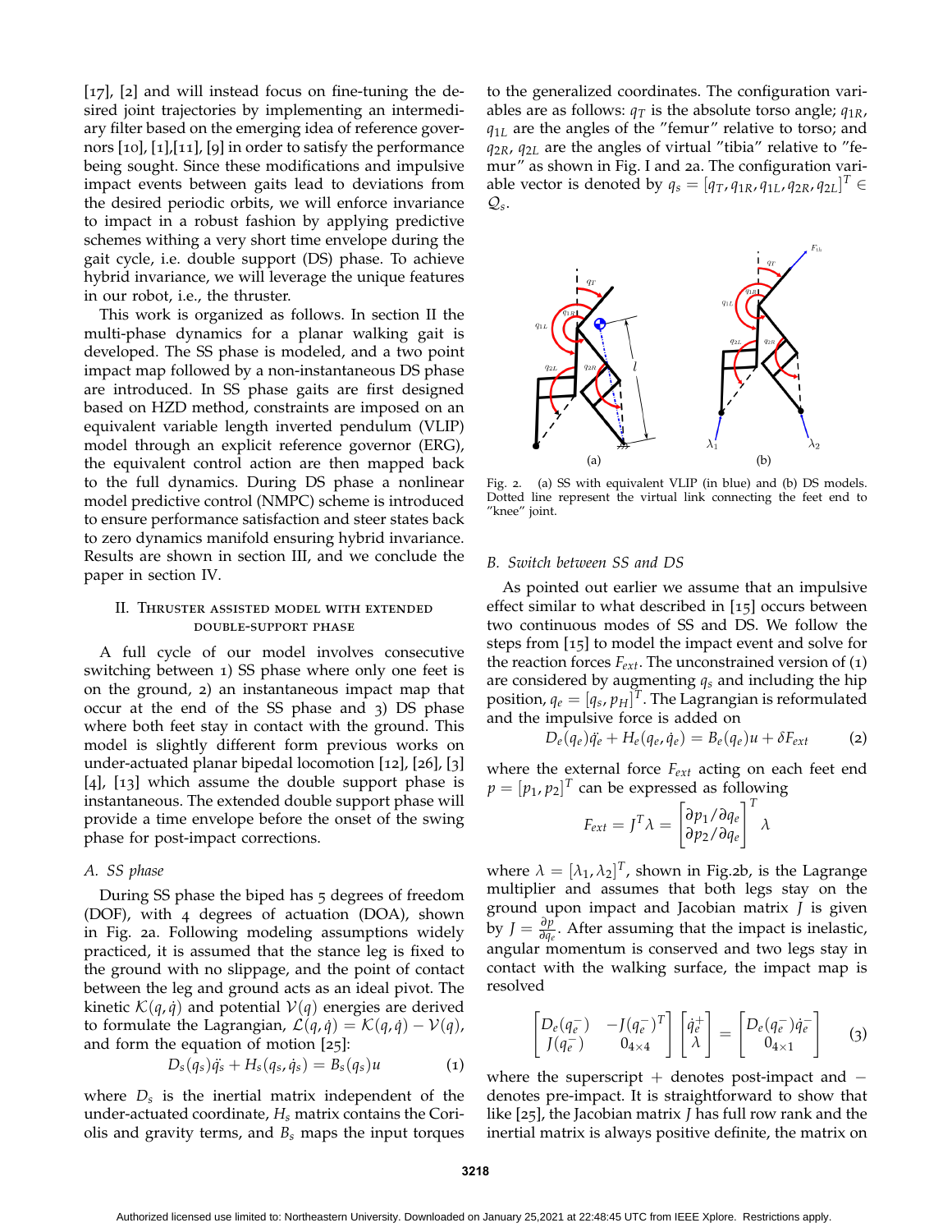[17], [2] and will instead focus on fine-tuning the desired joint trajectories by implementing an intermediary filter based on the emerging idea of reference governors [10], [1],[11], [9] in order to satisfy the performance being sought. Since these modifications and impulsive impact events between gaits lead to deviations from the desired periodic orbits, we will enforce invariance to impact in a robust fashion by applying predictive schemes withing a very short time envelope during the gait cycle, i.e. double support (DS) phase. To achieve hybrid invariance, we will leverage the unique features in our robot, i.e., the thruster.

This work is organized as follows. In section II the multi-phase dynamics for a planar walking gait is developed. The SS phase is modeled, and a two point impact map followed by a non-instantaneous DS phase are introduced. In SS phase gaits are first designed based on HZD method, constraints are imposed on an equivalent variable length inverted pendulum (VLIP) model through an explicit reference governor (ERG), the equivalent control action are then mapped back to the full dynamics. During DS phase a nonlinear model predictive control (NMPC) scheme is introduced to ensure performance satisfaction and steer states back to zero dynamics manifold ensuring hybrid invariance. Results are shown in section III, and we conclude the paper in section IV.

## II. Thruster assisted model with extended double-support phase

A full cycle of our model involves consecutive switching between 1) SS phase where only one feet is on the ground, 2) an instantaneous impact map that occur at the end of the SS phase and 3) DS phase where both feet stay in contact with the ground. This model is slightly different form previous works on under-actuated planar bipedal locomotion [12], [26], [3] [4], [13] which assume the double support phase is instantaneous. The extended double support phase will provide a time envelope before the onset of the swing phase for post-impact corrections.

### A. SS phase

During SS phase the biped has 5 degrees of freedom (DOF), with 4 degrees of actuation (DOA), shown in Fig. 2a. Following modeling assumptions widely practiced, it is assumed that the stance leg is fixed to the ground with no slippage, and the point of contact between the leg and ground acts as an ideal pivot. The kinetic $\mathcal{K}(q,\dot{q})$ and potential $\mathcal{V}(q)$ energies are derived to formulate the Lagrangian, $\mathcal{L}(q,\dot{q}) = \mathcal{K}(q,\dot{q}) - \mathcal{V}(q)$, and form the equation of motion [25]:

$$D_s(q_s)\ddot{q}_s + H_s(q_s,\dot{q}_s) = B_s(q_s)u \tag{1}$$

where $D_s$ is the inertial matrix independent of the under-actuated coordinate, $H_s$ matrix contains the Coriolis and gravity terms, and $B_s$ maps the input torques to the generalized coordinates. The configuration variables are as follows: $q_T$ is the absolute torso angle; $q_{1R}$, $q_{1L}$ are the angles of the "femur" relative to torso; and $q_{2R}$, $q_{2L}$ are the angles of virtual "tibia" relative to "femur" as shown in Fig. I and 2a. The configuration variable vector is denoted by $q_s = [q_T, q_{1R}, q_{1L}, q_{2R}, q_{2L}]^T \in \mathcal{Q}_s$.

Fig. 2. (a) SS with equivalent VLIP (in blue) and (b) DS models. Dotted line represent the virtual link connecting the feet end to "knee" joint.

### B. Switch between SS and DS

As pointed out earlier we assume that an impulsive effect similar to what described in [15] occurs between two continuous modes of SS and DS. We follow the steps from [15] to model the impact event and solve for the reaction forces $F_{ext}$. The unconstrained version of (1) are considered by augmenting $q_s$ and including the hip position, $q_e = [q_s, p_H]^T$. The Lagrangian is reformulated and the impulsive force is added on

$$D_e(q_e)\ddot{q}_e + H_e(q_e,\dot{q}_e) = B_e(q_e)u + \delta F_{ext} \tag{2}$$

where the external force $F_{ext}$ acting on each feet end $p = [p_1, p_2]^T$ can be expressed as following

$$F_{ext} = J^T\lambda = \begin{bmatrix} \partial p_1/\partial q_e \\ \partial p_2/\partial q_e \end{bmatrix}^T \lambda$$

where $\lambda = [\lambda_1, \lambda_2]^T$, shown in Fig.2b, is the Lagrange multiplier and assumes that both legs stay on the ground upon impact and Jacobian matrix $J$ is given by $J = \frac{\partial p}{\partial q_e}$. After assuming that the impact is inelastic, angular momentum is conserved and two legs stay in contact with the walking surface, the impact map is resolved

$$\begin{bmatrix} D_e(q_e^-) & -J(q_e^-)^T \\ J(q_e^-) & 0_{4\times4} \end{bmatrix} \begin{bmatrix} \dot{q}_e^+ \\ \lambda \end{bmatrix} = \begin{bmatrix} D_e(q_e^-)\dot{q}_e^- \\ 0_{4\times1} \end{bmatrix} \tag{3}$$

where the superscript $+$ denotes post-impact and $-$ denotes pre-impact. It is straightforward to show that like [25], the Jacobian matrix $J$ has full row rank and the inertial matrix is always positive definite, the matrix on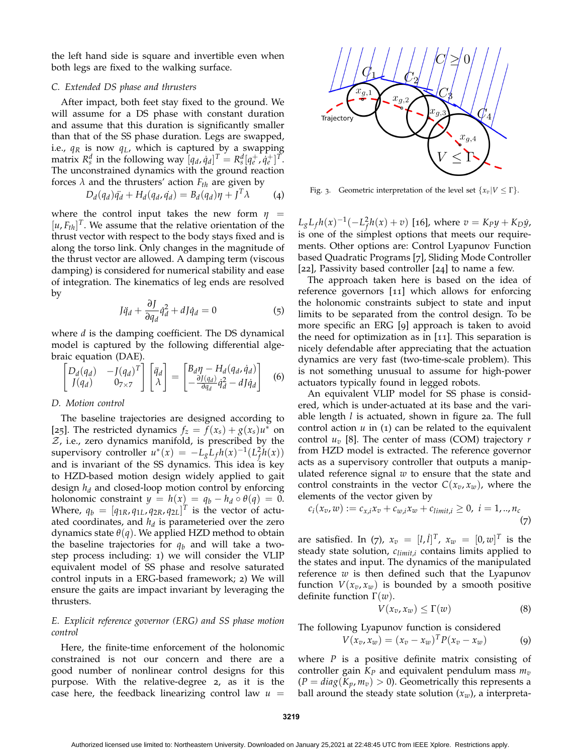the left hand side is square and invertible even when both legs are fixed to the walking surface.

### C. Extended DS phase and thrusters

After impact, both feet stay fixed to the ground. We will assume for a DS phase with constant duration and assume that this duration is significantly smaller than that of the SS phase duration. Legs are swapped, i.e., $q_R$ is now $q_L$, which is captured by a swapping matrix $R_s^d$ in the following way $[q_d, \dot{q}_d]^T = R_s^d[q_e^+, \dot{q}_e^+]^T$. The unconstrained dynamics with the ground reaction forces $\lambda$ and the thrusters' action $F_{th}$ are given by

$$D_d(q_d)\ddot{q}_d + H_d(q_d, \dot{q}_d) = B_d(q_d)\eta + J^T\lambda \tag{4}$$

where the control input takes the new form $\eta = [u, F_{th}]^T$. We assume that the relative orientation of the thrust vector with respect to the body stays fixed and is along the torso link. Only changes in the magnitude of the thrust vector are allowed. A damping term (viscous damping) is considered for numerical stability and ease of integration. The kinematics of leg ends are resolved by

$$J\ddot{q}_d + \frac{\partial J}{\partial q_d}\dot{q}_d^2 + dJ\dot{q}_d = 0 \tag{5}$$

where $d$ is the damping coefficient. The DS dynamical model is captured by the following differential algebraic equation (DAE).

$$\begin{bmatrix} D_d(q_d) & -J(q_d)^T \\ J(q_d) & 0_{7\times 7} \end{bmatrix} \begin{bmatrix} \ddot{q}_d \\ \lambda \end{bmatrix} = \begin{bmatrix} B_d\eta - H_d(q_d, \dot{q}_d) \\ -\frac{\partial J(q_d)}{\partial q_d}\dot{q}_d^2 - dJ\dot{q}_d \end{bmatrix} \tag{6}$$

### D. Motion control

The baseline trajectories are designed according to [25]. The restricted dynamics $f_z = f(x_s) + g(x_s)u^*$ on $\mathcal{Z}$, i.e., zero dynamics manifold, is prescribed by the supervisory controller $u^*(x) = -L_gL_fh(x)^{-1}(L_f^2h(x))$ and is invariant of the SS dynamics. This idea is key to HZD-based motion design widely applied to gait design $h_d$ and closed-loop motion control by enforcing holonomic constraint $y = h(x) = q_b - h_d \circ \theta(q) = 0$. Where, $q_b = [q_{1R}, q_{1L}, q_{2R}, q_{2L}]^T$ is the vector of actuated coordinates, and $h_d$ is parameteried over the zero dynamics state $\theta(q)$. We applied HZD method to obtain the baseline trajectories for $q_b$ and will take a two-step process including: 1) we will consider the VLIP equivalent model of SS phase and resolve saturated control inputs in a ERG-based framework; 2) We will ensure the gaits are impact invariant by leveraging the thrusters.

### E. Explicit reference governor (ERG) and SS phase motion control

Here, the finite-time enforcement of the holonomic constrained is not our concern and there are a good number of nonlinear control designs for this purpose. With the relative-degree 2, as it is the case here, the feedback linearizing control law $u = L_gL_fh(x)^{-1}(-L_f^2h(x) + v)$ [16], where $v = K_Py + K_D\dot{y}$, is one of the simplest options that meets our requirements. Other options are: Control Lyapunov Function based Quadratic Programs [7], Sliding Mode Controller [22], Passivity based controller [24] to name a few.

Fig. 3. Geometric interpretation of the level set $\{x_v | V \leq \Gamma\}$.

The approach taken here is based on the idea of reference governors [11] which allows for enforcing the holonomic constraints subject to state and input limits to be separated from the control design. To be more specific an ERG [9] approach is taken to avoid the need for optimization as in [11]. This separation is nicely defendable after appreciating that the actuation dynamics are very fast (two-time-scale problem). This is not something unusual to assume for high-power actuators typically found in legged robots.

An equivalent VLIP model for SS phase is considered, which is under-actuated at its base and the variable length $l$ is actuated, shown in figure 2a. The full control action $u$ in (1) can be related to the equivalent control $u_v$ [8]. The center of mass (COM) trajectory $r$ from HZD model is extracted. The reference governor acts as a supervisory controller that outputs a manipulated reference signal $w$ to ensure that the state and control constraints in the vector $C(x_v, x_w)$, where the elements of the vector given by

$$c_i(x_v, w) := c_{x,i}x_v + c_{w,i}x_w + c_{limit,i} \geq 0, \ i = 1, .., n_c \tag{7}$$

are satisfied. In (7), $x_v = [l, \dot{l}]^T$, $x_w = [0, w]^T$ is the steady state solution, $c_{limit,i}$ contains limits applied to the states and input. The dynamics of the manipulated reference $w$ is then defined such that the Lyapunov function $V(x_v, x_w)$ is bounded by a smooth positive definite function $\Gamma(w)$.

$$V(x_v, x_w) \leq \Gamma(w) \tag{8}$$

The following Lyapunov function is considered

$$V(x_v, x_w) = (x_v - x_w)^T P (x_v - x_w) \tag{9}$$

where $P$ is a positive definite matrix consisting of controller gain $K_P$ and equivalent pendulum mass $m_v$ ($P = diag(K_p, m_v) > 0$). Geometrically this represents a ball around the steady state solution ($x_w$), a interpreta-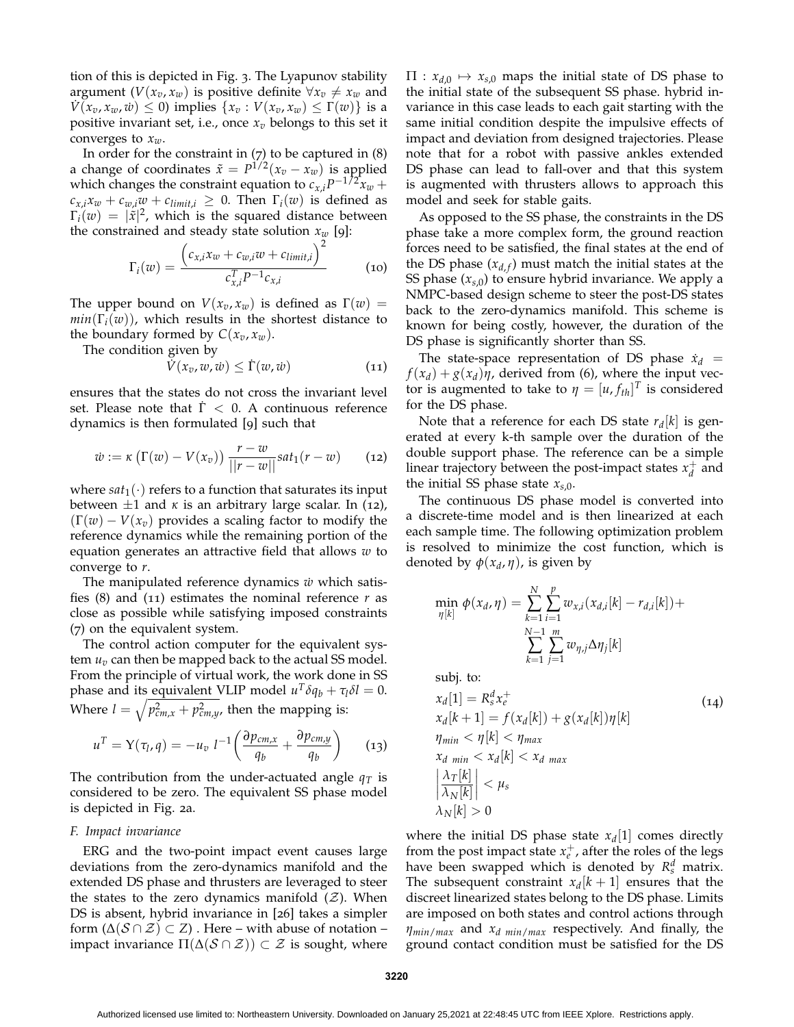tion of this is depicted in Fig. 3. The Lyapunov stability argument ($V(x_v, x_w)$ is positive definite $\forall x_v \neq x_w$ and $\dot{V}(x_v, x_w, \dot{w}) \leq 0$) implies $\{x_v : V(x_v, x_w) \leq \Gamma(w)\}$ is a positive invariant set, i.e., once $x_v$ belongs to this set it converges to $x_w$.

In order for the constraint in (7) to be captured in (8) a change of coordinates $\tilde{x} = P^{1/2}(x_v - x_w)$ is applied which changes the constraint equation to $c_{x,i}P^{-1/2}x_w + c_{x,i}x_w + c_{w,i}w + c_{limit,i} \geq 0$. Then $\Gamma_i(w)$ is defined as $\Gamma_i(w) = |\tilde{x}|^2$, which is the squared distance between the constrained and steady state solution $x_w$ [9]:

$$\Gamma_i(w) = \frac{\left(c_{x,i}x_w + c_{w,i}w + c_{limit,i}\right)^2}{c_{x,i}^T P^{-1} c_{x,i}} \tag{10}$$

The upper bound on $V(x_v, x_w)$ is defined as $\Gamma(w) = min(\Gamma_i(w))$, which results in the shortest distance to the boundary formed by $C(x_v, x_w)$.

The condition given by

$$\dot{V}(x_v, w, \dot{w}) \leq \dot{\Gamma}(w, \dot{w}) \tag{11}$$

ensures that the states do not cross the invariant level set. Please note that $\dot{\Gamma} < 0$. A continuous reference dynamics is then formulated [9] such that

$$\dot{w} := \kappa\left(\Gamma(w) - V(x_v)\right)\frac{r - w}{||r - w||} sat_1(r - w) \tag{12}$$

where $sat_1(\cdot)$ refers to a function that saturates its input between $\pm 1$ and $\kappa$ is an arbitrary large scalar. In (12), $(\Gamma(w) - V(x_v))$ provides a scaling factor to modify the reference dynamics while the remaining portion of the equation generates an attractive field that allows $w$ to converge to $r$.

The manipulated reference dynamics $\dot{w}$ which satisfies (8) and (11) estimates the nominal reference $r$ as close as possible while satisfying imposed constraints (7) on the equivalent system.

The control action computer for the equivalent system $u_v$ can then be mapped back to the actual SS model. From the principle of virtual work, the work done in SS phase and its equivalent VLIP model $u^T \delta q_b + \tau_l \delta l = 0$. Where $l = \sqrt{p_{cm,x}^2 + p_{cm,y}^2}$, then the mapping is:

$$u^T = \Upsilon(\tau_l, q) = -u_v \; l^{-1}\left(\frac{\partial p_{cm,x}}{q_b} + \frac{\partial p_{cm,y}}{q_b}\right) \tag{13}$$

The contribution from the under-actuated angle $q_T$ is considered to be zero. The equivalent SS phase model is depicted in Fig. 2a.

### *F. Impact invariance*

ERG and the two-point impact event causes large deviations from the zero-dynamics manifold and the extended DS phase and thrusters are leveraged to steer the states to the zero dynamics manifold ($\mathcal{Z}$). When DS is absent, hybrid invariance in [26] takes a simpler form ($\Delta(\mathcal{S} \cap \mathcal{Z}) \subset Z$) . Here – with abuse of notation – impact invariance $\Pi(\Delta(\mathcal{S} \cap \mathcal{Z})) \subset \mathcal{Z}$ is sought, where $\Pi : x_{d,0} \mapsto x_{s,0}$ maps the initial state of DS phase to the initial state of the subsequent SS phase. hybrid invariance in this case leads to each gait starting with the same initial condition despite the impulsive effects of impact and deviation from designed trajectories. Please note that for a robot with passive ankles extended DS phase can lead to fall-over and that this system is augmented with thrusters allows to approach this model and seek for stable gaits.

As opposed to the SS phase, the constraints in the DS phase take a more complex form, the ground reaction forces need to be satisfied, the final states at the end of the DS phase ($x_{d,f}$) must match the initial states at the SS phase ($x_{s,0}$) to ensure hybrid invariance. We apply a NMPC-based design scheme to steer the post-DS states back to the zero-dynamics manifold. This scheme is known for being costly, however, the duration of the DS phase is significantly shorter than SS.

The state-space representation of DS phase $\dot{x}_d = f(x_d) + g(x_d)\eta$, derived from (6), where the input vector is augmented to take to $\eta = [u, f_{th}]^T$ is considered for the DS phase.

Note that a reference for each DS state $r_d[k]$ is generated at every k-th sample over the duration of the double support phase. The reference can be a simple linear trajectory between the post-impact states $x_d^+$ and the initial SS phase state $x_{s,0}$.

The continuous DS phase model is converted into a discrete-time model and is then linearized at each each sample time. The following optimization problem is resolved to minimize the cost function, which is denoted by $\phi(x_d, \eta)$, is given by

$$\begin{aligned}
\min_{\eta[k]} \; \phi(x_d, \eta) = &\sum_{k=1}^{N}\sum_{i=1}^{p} w_{x,i}(x_{d,i}[k] - r_{d,i}[k]) + \\
&\sum_{k=1}^{N-1}\sum_{j=1}^{m} w_{\eta,j}\Delta\eta_j[k] \\
\text{subj. to:} \quad & \\
& x_d[1] = R_s^d x_e^+ \\
& x_d[k+1] = f(x_d[k]) + g(x_d[k])\eta[k] \\
& \eta_{min} < \eta[k] < \eta_{max} \\
& x_{d\ min} < x_d[k] < x_{d\ max} \\
& \left|\frac{\lambda_T[k]}{\lambda_N[k]}\right| < \mu_s \\
& \lambda_N[k] > 0
\end{aligned} \tag{14}$$

where the initial DS phase state $x_d[1]$ comes directly from the post impact state $x_e^+$, after the roles of the legs have been swapped which is denoted by $R_s^d$ matrix. The subsequent constraint $x_d[k+1]$ ensures that the discreet linearized states belong to the DS phase. Limits are imposed on both states and control actions through $\eta_{min/max}$ and $x_{d\ min/max}$ respectively. And finally, the ground contact condition must be satisfied for the DS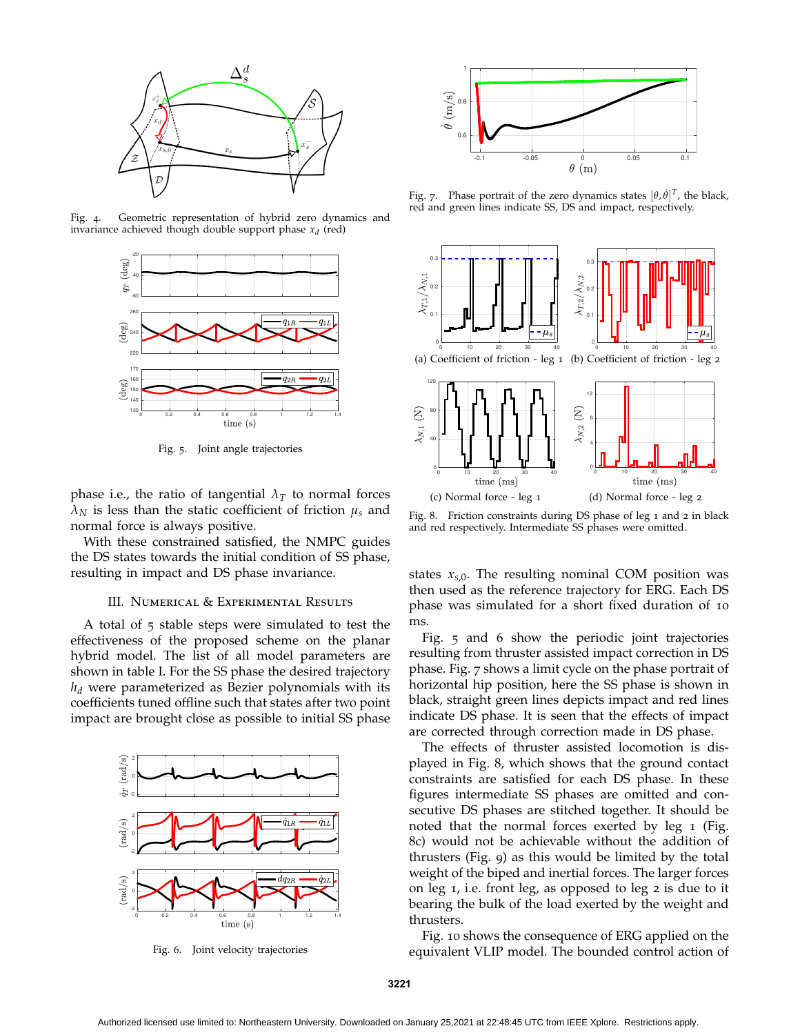Fig. 4. Geometric representation of hybrid zero dynamics and invariance achieved though double support phase $x_d$ (red)

Fig. 5. Joint angle trajectories

phase i.e., the ratio of tangential $\lambda_T$ to normal forces $\lambda_N$ is less than the static coefficient of friction $\mu_s$ and normal force is always positive.

With these constrained satisfied, the NMPC guides the DS states towards the initial condition of SS phase, resulting in impact and DS phase invariance.

## III. Numerical & Experimental Results

A total of 5 stable steps were simulated to test the effectiveness of the proposed scheme on the planar hybrid model. The list of all model parameters are shown in table I. For the SS phase the desired trajectory $h_d$ were parameterized as Bezier polynomials with its coefficients tuned offline such that states after two point impact are brought close as possible to initial SS phase states $x_{s,0}$. The resulting nominal COM position was then used as the reference trajectory for ERG. Each DS phase was simulated for a short fixed duration of 10 ms.

Fig. 6. Joint velocity trajectories

Fig. 7. Phase portrait of the zero dynamics states $[\theta, \dot{\theta}]^T$, the black, red and green lines indicate SS, DS and impact, respectively.

(a) Coefficient of friction - leg 1 (b) Coefficient of friction - leg 2

(c) Normal force - leg 1 (d) Normal force - leg 2

Fig. 8. Friction constraints during DS phase of leg 1 and 2 in black and red respectively. Intermediate SS phases were omitted.

Fig. 5 and 6 show the periodic joint trajectories resulting from thruster assisted impact correction in DS phase. Fig. 7 shows a limit cycle on the phase portrait of horizontal hip position, here the SS phase is shown in black, straight green lines depicts impact and red lines indicate DS phase. It is seen that the effects of impact are corrected through correction made in DS phase.

The effects of thruster assisted locomotion is displayed in Fig. 8, which shows that the ground contact constraints are satisfied for each DS phase. In these figures intermediate SS phases are omitted and consecutive DS phases are stitched together. It should be noted that the normal forces exerted by leg 1 (Fig. 8c) would not be achievable without the addition of thrusters (Fig. 9) as this would be limited by the total weight of the biped and inertial forces. The larger forces on leg 1, i.e. front leg, as opposed to leg 2 is due to it bearing the bulk of the load exerted by the weight and thrusters.

Fig. 10 shows the consequence of ERG applied on the equivalent VLIP model. The bounded control action of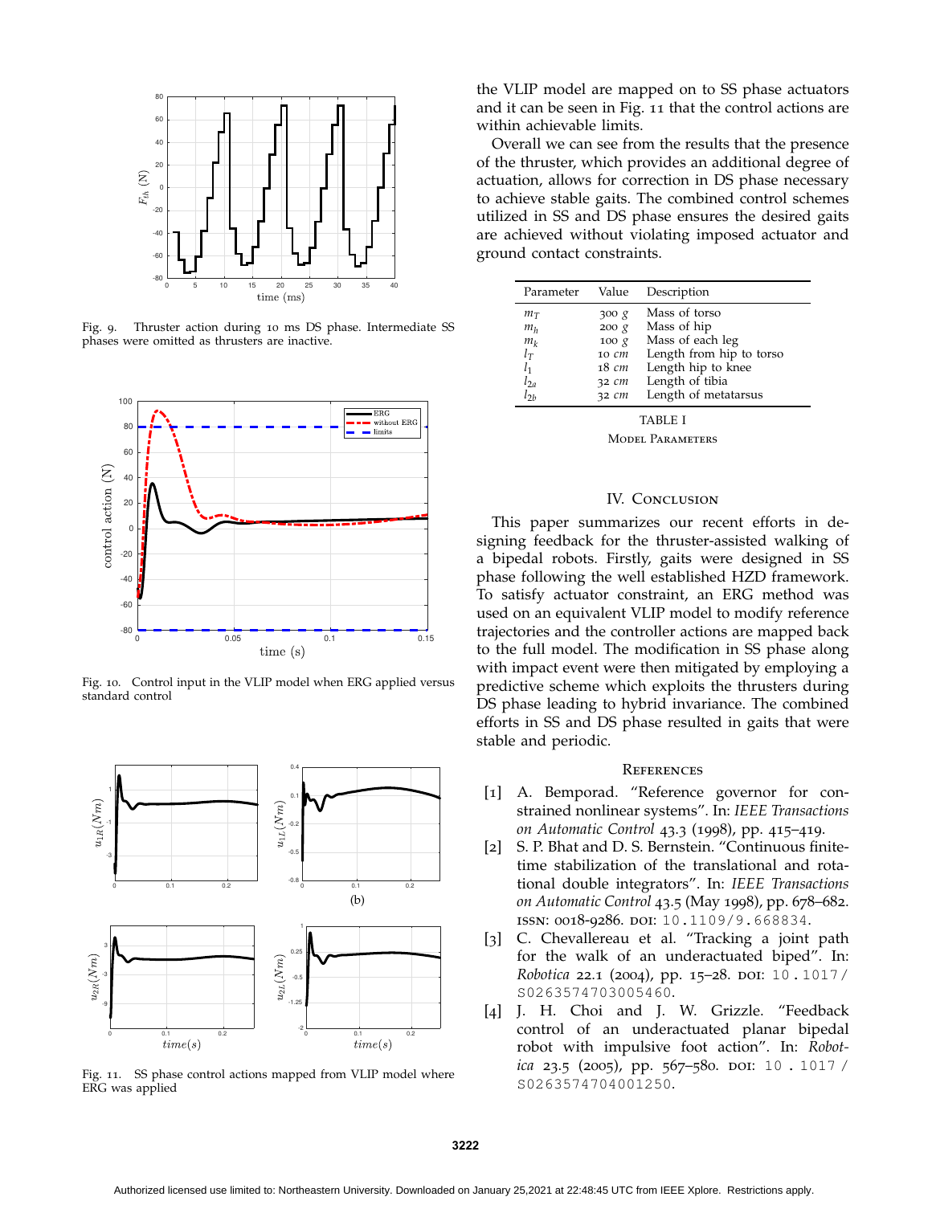Fig. 9. Thruster action during 10 ms DS phase. Intermediate SS phases were omitted as thrusters are inactive.

Fig. 10. Control input in the VLIP model when ERG applied versus standard control

Fig. 11. SS phase control actions mapped from VLIP model where ERG was applied

the VLIP model are mapped on to SS phase actuators and it can be seen in Fig. 11 that the control actions are within achievable limits.

Overall we can see from the results that the presence of the thruster, which provides an additional degree of actuation, allows for correction in DS phase necessary to achieve stable gaits. The combined control schemes utilized in SS and DS phase ensures the desired gaits are achieved without violating imposed actuator and ground contact constraints.

| Parameter | Value | Description |
|---|---|---|
| $m_T$ | 300 $g$ | Mass of torso |
| $m_h$ | 200 $g$ | Mass of hip |
| $m_k$ | 100 $g$ | Mass of each leg |
| $l_T$ | 10 $cm$ | Length from hip to torso |
| $l_1$ | 18 $cm$ | Length hip to knee |
| $l_{2a}$ | 32 $cm$ | Length of tibia |
| $l_{2b}$ | 32 $cm$ | Length of metatarsus |

TABLE I
MODEL PARAMETERS

## IV. Conclusion

This paper summarizes our recent efforts in designing feedback for the thruster-assisted walking of a bipedal robots. Firstly, gaits were designed in SS phase following the well established HZD framework. To satisfy actuator constraint, an ERG method was used on an equivalent VLIP model to modify reference trajectories and the controller actions are mapped back to the full model. The modification in SS phase along with impact event were then mitigated by employing a predictive scheme which exploits the thrusters during DS phase leading to hybrid invariance. The combined efforts in SS and DS phase resulted in gaits that were stable and periodic.

## References

[1] A. Bemporad. "Reference governor for constrained nonlinear systems". In: *IEEE Transactions on Automatic Control* 43.3 (1998), pp. 415–419.

[2] S. P. Bhat and D. S. Bernstein. "Continuous finite-time stabilization of the translational and rotational double integrators". In: *IEEE Transactions on Automatic Control* 43.5 (May 1998), pp. 678–682. ISSN: 0018-9286. DOI: 10.1109/9.668834.

[3] C. Chevallereau et al. "Tracking a joint path for the walk of an underactuated biped". In: *Robotica* 22.1 (2004), pp. 15–28. DOI: 10.1017/S0263574703005460.

[4] J. H. Choi and J. W. Grizzle. "Feedback control of an underactuated planar bipedal robot with impulsive foot action". In: *Robotica* 23.5 (2005), pp. 567–580. DOI: 10.1017/S0263574704001250.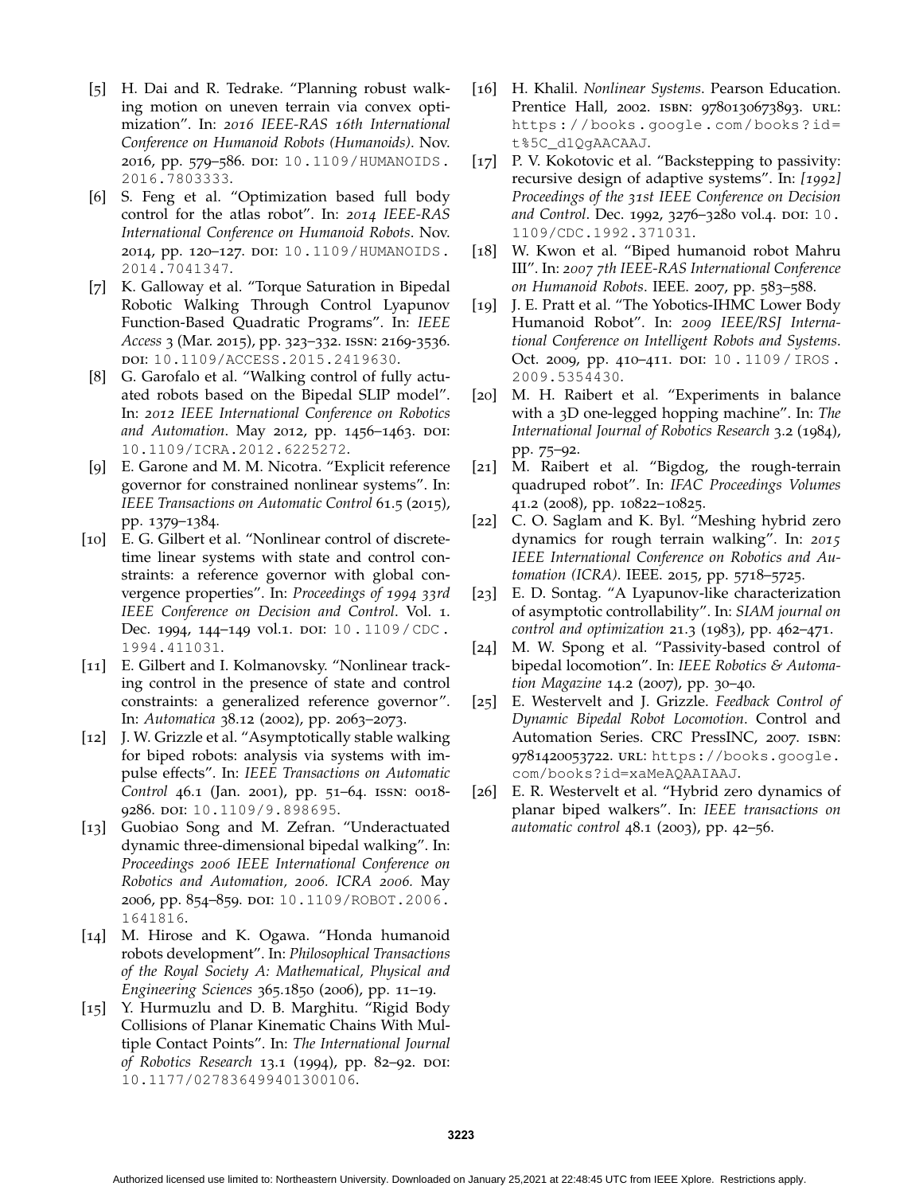[5] H. Dai and R. Tedrake. "Planning robust walking motion on uneven terrain via convex optimization". In: *2016 IEEE-RAS 16th International Conference on Humanoid Robots (Humanoids)*. Nov. 2016, pp. 579–586. DOI: 10.1109/HUMANOIDS.2016.7803333.

[6] S. Feng et al. "Optimization based full body control for the atlas robot". In: *2014 IEEE-RAS International Conference on Humanoid Robots*. Nov. 2014, pp. 120–127. DOI: 10.1109/HUMANOIDS.2014.7041347.

[7] K. Galloway et al. "Torque Saturation in Bipedal Robotic Walking Through Control Lyapunov Function-Based Quadratic Programs". In: *IEEE Access* 3 (Mar. 2015), pp. 323–332. ISSN: 2169-3536. DOI: 10.1109/ACCESS.2015.2419630.

[8] G. Garofalo et al. "Walking control of fully actuated robots based on the Bipedal SLIP model". In: *2012 IEEE International Conference on Robotics and Automation*. May 2012, pp. 1456–1463. DOI: 10.1109/ICRA.2012.6225272.

[9] E. Garone and M. M. Nicotra. "Explicit reference governor for constrained nonlinear systems". In: *IEEE Transactions on Automatic Control* 61.5 (2015), pp. 1379–1384.

[10] E. G. Gilbert et al. "Nonlinear control of discrete-time linear systems with state and control constraints: a reference governor with global convergence properties". In: *Proceedings of 1994 33rd IEEE Conference on Decision and Control*. Vol. 1. Dec. 1994, 144–149 vol.1. DOI: 10.1109/CDC.1994.411031.

[11] E. Gilbert and I. Kolmanovsky. "Nonlinear tracking control in the presence of state and control constraints: a generalized reference governor". In: *Automatica* 38.12 (2002), pp. 2063–2073.

[12] J. W. Grizzle et al. "Asymptotically stable walking for biped robots: analysis via systems with impulse effects". In: *IEEE Transactions on Automatic Control* 46.1 (Jan. 2001), pp. 51–64. ISSN: 0018-9286. DOI: 10.1109/9.898695.

[13] Guobiao Song and M. Zefran. "Underactuated dynamic three-dimensional bipedal walking". In: *Proceedings 2006 IEEE International Conference on Robotics and Automation, 2006. ICRA 2006.* May 2006, pp. 854–859. DOI: 10.1109/ROBOT.2006.1641816.

[14] M. Hirose and K. Ogawa. "Honda humanoid robots development". In: *Philosophical Transactions of the Royal Society A: Mathematical, Physical and Engineering Sciences* 365.1850 (2006), pp. 11–19.

[15] Y. Hurmuzlu and D. B. Marghitu. "Rigid Body Collisions of Planar Kinematic Chains With Multiple Contact Points". In: *The International Journal of Robotics Research* 13.1 (1994), pp. 82–92. DOI: 10.1177/027836499401300106.

[16] H. Khalil. *Nonlinear Systems*. Pearson Education. Prentice Hall, 2002. ISBN: 9780130673893. URL: https://books.google.com/books?id=t%5C_d1QgAACAAJ.

[17] P. V. Kokotovic et al. "Backstepping to passivity: recursive design of adaptive systems". In: *[1992] Proceedings of the 31st IEEE Conference on Decision and Control*. Dec. 1992, 3276–3280 vol.4. DOI: 10.1109/CDC.1992.371031.

[18] W. Kwon et al. "Biped humanoid robot Mahru III". In: *2007 7th IEEE-RAS International Conference on Humanoid Robots*. IEEE. 2007, pp. 583–588.

[19] J. E. Pratt et al. "The Yobotics-IHMC Lower Body Humanoid Robot". In: *2009 IEEE/RSJ International Conference on Intelligent Robots and Systems*. Oct. 2009, pp. 410–411. DOI: 10.1109/IROS.2009.5354430.

[20] M. H. Raibert et al. "Experiments in balance with a 3D one-legged hopping machine". In: *The International Journal of Robotics Research* 3.2 (1984), pp. 75–92.

[21] M. Raibert et al. "Bigdog, the rough-terrain quadruped robot". In: *IFAC Proceedings Volumes* 41.2 (2008), pp. 10822–10825.

[22] C. O. Saglam and K. Byl. "Meshing hybrid zero dynamics for rough terrain walking". In: *2015 IEEE International Conference on Robotics and Automation (ICRA)*. IEEE. 2015, pp. 5718–5725.

[23] E. D. Sontag. "A Lyapunov-like characterization of asymptotic controllability". In: *SIAM journal on control and optimization* 21.3 (1983), pp. 462–471.

[24] M. W. Spong et al. "Passivity-based control of bipedal locomotion". In: *IEEE Robotics & Automation Magazine* 14.2 (2007), pp. 30–40.

[25] E. Westervelt and J. Grizzle. *Feedback Control of Dynamic Bipedal Robot Locomotion*. Control and Automation Series. CRC PressINC, 2007. ISBN: 9781420053722. URL: https://books.google.com/books?id=xaMeAQAAIAAJ.

[26] E. R. Westervelt et al. "Hybrid zero dynamics of planar biped walkers". In: *IEEE transactions on automatic control* 48.1 (2003), pp. 42–56.